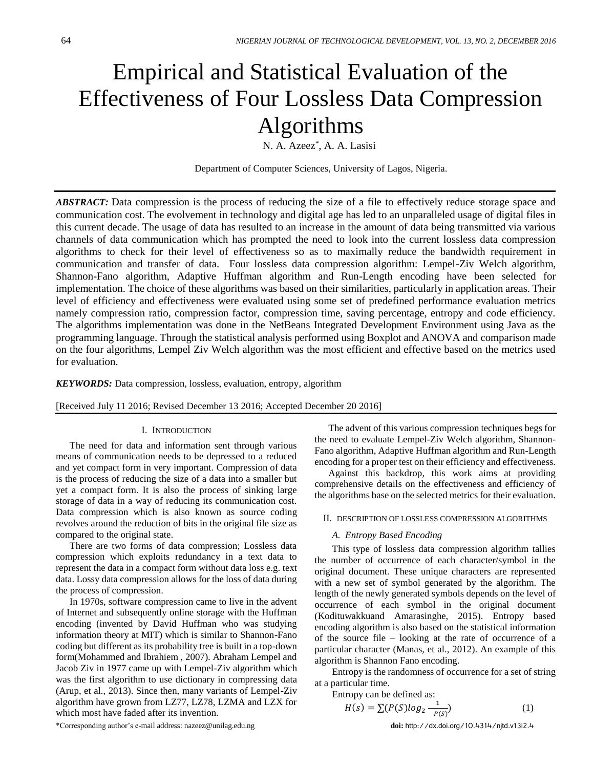# Empirical and Statistical Evaluation of the Effectiveness of Four Lossless Data Compression Algorithms

N. A. Azeez[*], A. A. Lasisi

Department of Computer Sciences, University of Lagos, Nigeria.

***ABSTRACT:*** Data compression is the process of reducing the size of a file to effectively reduce storage space and communication cost. The evolvement in technology and digital age has led to an unparalleled usage of digital files in this current decade. The usage of data has resulted to an increase in the amount of data being transmitted via various channels of data communication which has prompted the need to look into the current lossless data compression algorithms to check for their level of effectiveness so as to maximally reduce the bandwidth requirement in communication and transfer of data. Four lossless data compression algorithm: Lempel-Ziv Welch algorithm, Shannon-Fano algorithm, Adaptive Huffman algorithm and Run-Length encoding have been selected for implementation. The choice of these algorithms was based on their similarities, particularly in application areas. Their level of efficiency and effectiveness were evaluated using some set of predefined performance evaluation metrics namely compression ratio, compression factor, compression time, saving percentage, entropy and code efficiency. The algorithms implementation was done in the NetBeans Integrated Development Environment using Java as the programming language. Through the statistical analysis performed using Boxplot and ANOVA and comparison made on the four algorithms, Lempel Ziv Welch algorithm was the most efficient and effective based on the metrics used for evaluation.

***KEYWORDS:*** Data compression, lossless, evaluation, entropy, algorithm

[Received July 11 2016; Revised December 13 2016; Accepted December 20 2016]

## I. Introduction

The need for data and information sent through various means of communication needs to be depressed to a reduced and yet compact form in very important. Compression of data is the process of reducing the size of a data into a smaller but yet a compact form. It is also the process of sinking large storage of data in a way of reducing its communication cost. Data compression which is also known as source coding revolves around the reduction of bits in the original file size as compared to the original state.

There are two forms of data compression; Lossless data compression which exploits redundancy in a text data to represent the data in a compact form without data loss e.g. text data. Lossy data compression allows for the loss of data during the process of compression.

In 1970s, software compression came to live in the advent of Internet and subsequently online storage with the Huffman encoding (invented by David Huffman who was studying information theory at MIT) which is similar to Shannon-Fano coding but different as its probability tree is built in a top-down form(Mohammed and Ibrahiem , 2007). Abraham Lempel and Jacob Ziv in 1977 came up with Lempel-Ziv algorithm which was the first algorithm to use dictionary in compressing data (Arup, et al., 2013). Since then, many variants of Lempel-Ziv algorithm have grown from LZ77, LZ78, LZMA and LZX for which most have faded after its invention.

The advent of this various compression techniques begs for the need to evaluate Lempel-Ziv Welch algorithm, Shannon-Fano algorithm, Adaptive Huffman algorithm and Run-Length encoding for a proper test on their efficiency and effectiveness.

Against this backdrop, this work aims at providing comprehensive details on the effectiveness and efficiency of the algorithms base on the selected metrics for their evaluation.

## II. Description of Lossless Compression Algorithms

### A. Entropy Based Encoding

This type of lossless data compression algorithm tallies the number of occurrence of each character/symbol in the original document. These unique characters are represented with a new set of symbol generated by the algorithm. The length of the newly generated symbols depends on the level of occurrence of each symbol in the original document (Kodituwakkuand Amarasinghe, 2015). Entropy based encoding algorithm is also based on the statistical information of the source file – looking at the rate of occurrence of a particular character (Manas, et al., 2012). An example of this algorithm is Shannon Fano encoding.

Entropy is the randomness of occurrence for a set of string at a particular time.

Entropy can be defined as:

$$H(s) = \sum (P(S) log_2 \frac{1}{P(S)}) \quad (1)$$

*Corresponding author's e-mail address: nazeez@unilag.edu.ng

**doi:** http://dx.doi.org/10.4314/njtd.v13i2.4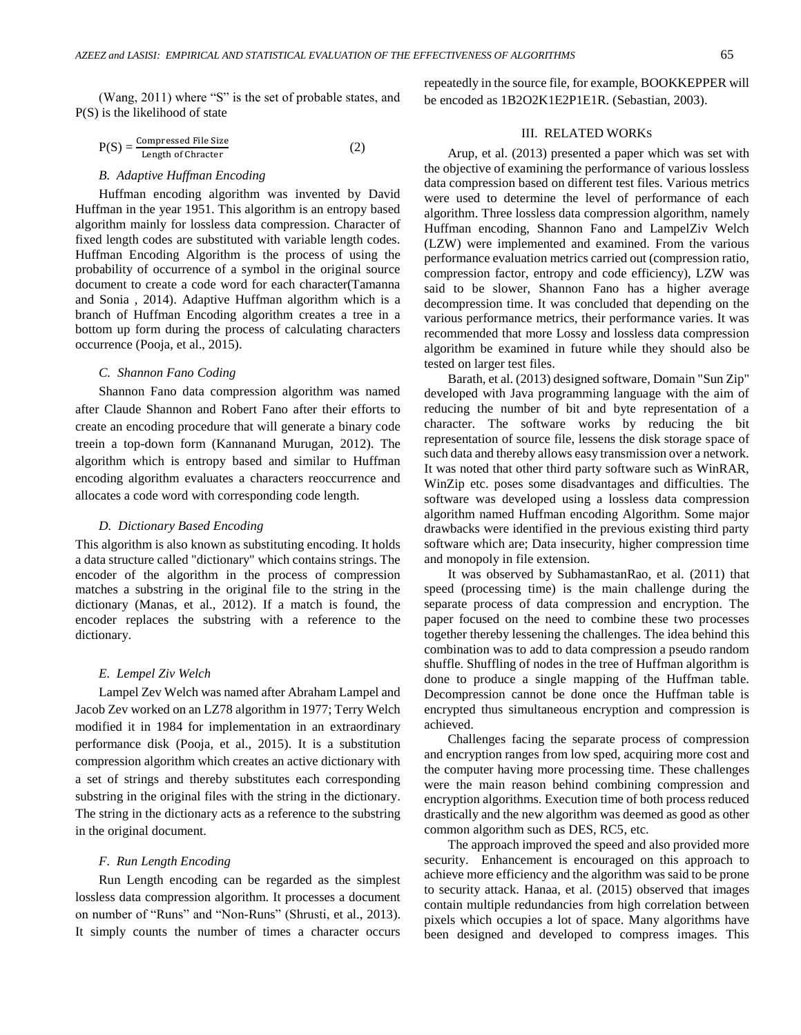(Wang, 2011) where "S" is the set of probable states, and P(S) is the likelihood of state

$$P(S) = \frac{\text{Compressed File Size}}{\text{Length of Chracter}} \quad (2)$$

### *B. Adaptive Huffman Encoding*

Huffman encoding algorithm was invented by David Huffman in the year 1951. This algorithm is an entropy based algorithm mainly for lossless data compression. Character of fixed length codes are substituted with variable length codes. Huffman Encoding Algorithm is the process of using the probability of occurrence of a symbol in the original source document to create a code word for each character(Tamanna and Sonia , 2014). Adaptive Huffman algorithm which is a branch of Huffman Encoding algorithm creates a tree in a bottom up form during the process of calculating characters occurrence (Pooja, et al., 2015).

### *C. Shannon Fano Coding*

Shannon Fano data compression algorithm was named after Claude Shannon and Robert Fano after their efforts to create an encoding procedure that will generate a binary code treein a top-down form (Kannanand Murugan, 2012). The algorithm which is entropy based and similar to Huffman encoding algorithm evaluates a characters reoccurrence and allocates a code word with corresponding code length.

### *D. Dictionary Based Encoding*

This algorithm is also known as substituting encoding. It holds a data structure called "dictionary" which contains strings. The encoder of the algorithm in the process of compression matches a substring in the original file to the string in the dictionary (Manas, et al., 2012). If a match is found, the encoder replaces the substring with a reference to the dictionary.

### *E. Lempel Ziv Welch*

Lampel Zev Welch was named after Abraham Lampel and Jacob Zev worked on an LZ78 algorithm in 1977; Terry Welch modified it in 1984 for implementation in an extraordinary performance disk (Pooja, et al., 2015). It is a substitution compression algorithm which creates an active dictionary with a set of strings and thereby substitutes each corresponding substring in the original files with the string in the dictionary. The string in the dictionary acts as a reference to the substring in the original document.

### *F. Run Length Encoding*

Run Length encoding can be regarded as the simplest lossless data compression algorithm. It processes a document on number of "Runs" and "Non-Runs" (Shrusti, et al., 2013). It simply counts the number of times a character occurs repeatedly in the source file, for example, BOOKKEPPER will be encoded as 1B2O2K1E2P1E1R. (Sebastian, 2003).

## III. RELATED WORKS

Arup, et al. (2013) presented a paper which was set with the objective of examining the performance of various lossless data compression based on different test files. Various metrics were used to determine the level of performance of each algorithm. Three lossless data compression algorithm, namely Huffman encoding, Shannon Fano and LampelZiv Welch (LZW) were implemented and examined. From the various performance evaluation metrics carried out (compression ratio, compression factor, entropy and code efficiency), LZW was said to be slower, Shannon Fano has a higher average decompression time. It was concluded that depending on the various performance metrics, their performance varies. It was recommended that more Lossy and lossless data compression algorithm be examined in future while they should also be tested on larger test files.

Barath, et al. (2013) designed software, Domain "Sun Zip" developed with Java programming language with the aim of reducing the number of bit and byte representation of a character. The software works by reducing the bit representation of source file, lessens the disk storage space of such data and thereby allows easy transmission over a network. It was noted that other third party software such as WinRAR, WinZip etc. poses some disadvantages and difficulties. The software was developed using a lossless data compression algorithm named Huffman encoding Algorithm. Some major drawbacks were identified in the previous existing third party software which are; Data insecurity, higher compression time and monopoly in file extension.

It was observed by SubhamastanRao, et al. (2011) that speed (processing time) is the main challenge during the separate process of data compression and encryption. The paper focused on the need to combine these two processes together thereby lessening the challenges. The idea behind this combination was to add to data compression a pseudo random shuffle. Shuffling of nodes in the tree of Huffman algorithm is done to produce a single mapping of the Huffman table. Decompression cannot be done once the Huffman table is encrypted thus simultaneous encryption and compression is achieved.

Challenges facing the separate process of compression and encryption ranges from low sped, acquiring more cost and the computer having more processing time. These challenges were the main reason behind combining compression and encryption algorithms. Execution time of both process reduced drastically and the new algorithm was deemed as good as other common algorithm such as DES, RC5, etc.

The approach improved the speed and also provided more security. Enhancement is encouraged on this approach to achieve more efficiency and the algorithm was said to be prone to security attack. Hanaa, et al. (2015) observed that images contain multiple redundancies from high correlation between pixels which occupies a lot of space. Many algorithms have been designed and developed to compress images. This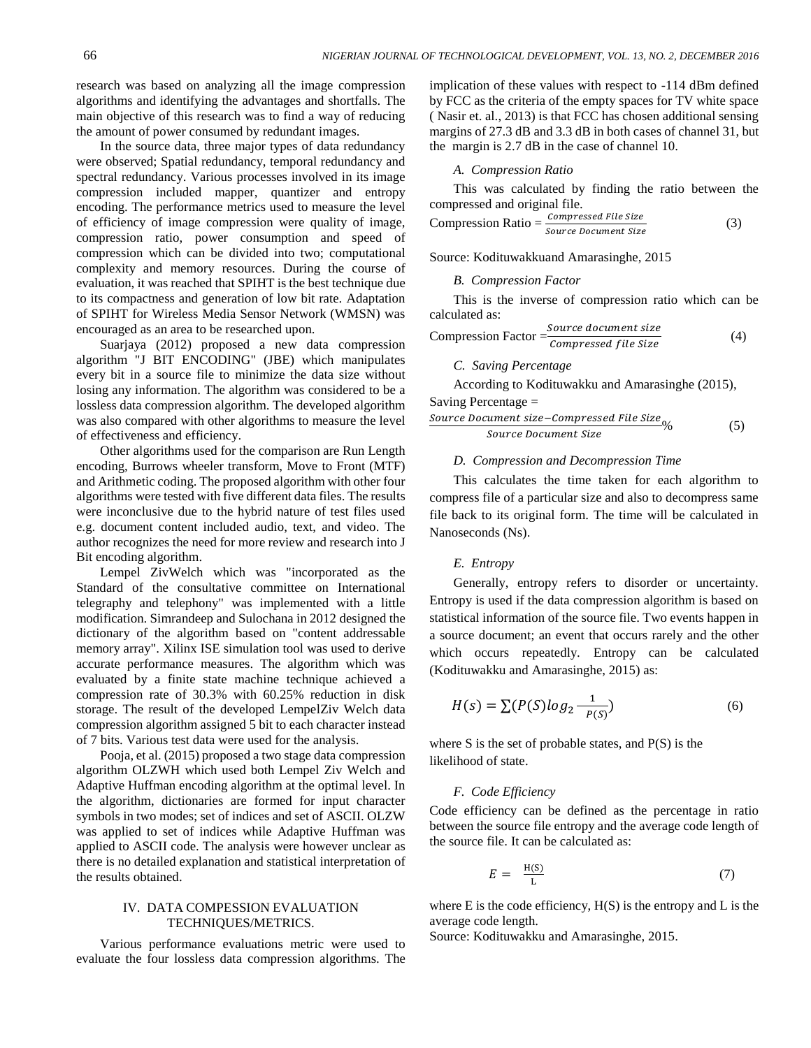research was based on analyzing all the image compression algorithms and identifying the advantages and shortfalls. The main objective of this research was to find a way of reducing the amount of power consumed by redundant images.

In the source data, three major types of data redundancy were observed; Spatial redundancy, temporal redundancy and spectral redundancy. Various processes involved in its image compression included mapper, quantizer and entropy encoding. The performance metrics used to measure the level of efficiency of image compression were quality of image, compression ratio, power consumption and speed of compression which can be divided into two; computational complexity and memory resources. During the course of evaluation, it was reached that SPIHT is the best technique due to its compactness and generation of low bit rate. Adaptation of SPIHT for Wireless Media Sensor Network (WMSN) was encouraged as an area to be researched upon.

Suarjaya (2012) proposed a new data compression algorithm "J BIT ENCODING" (JBE) which manipulates every bit in a source file to minimize the data size without losing any information. The algorithm was considered to be a lossless data compression algorithm. The developed algorithm was also compared with other algorithms to measure the level of effectiveness and efficiency.

Other algorithms used for the comparison are Run Length encoding, Burrows wheeler transform, Move to Front (MTF) and Arithmetic coding. The proposed algorithm with other four algorithms were tested with five different data files. The results were inconclusive due to the hybrid nature of test files used e.g. document content included audio, text, and video. The author recognizes the need for more review and research into J Bit encoding algorithm.

Lempel ZivWelch which was "incorporated as the Standard of the consultative committee on International telegraphy and telephony" was implemented with a little modification. Simrandeep and Sulochana in 2012 designed the dictionary of the algorithm based on "content addressable memory array". Xilinx ISE simulation tool was used to derive accurate performance measures. The algorithm which was evaluated by a finite state machine technique achieved a compression rate of 30.3% with 60.25% reduction in disk storage. The result of the developed LempelZiv Welch data compression algorithm assigned 5 bit to each character instead of 7 bits. Various test data were used for the analysis.

Pooja, et al. (2015) proposed a two stage data compression algorithm OLZWH which used both Lempel Ziv Welch and Adaptive Huffman encoding algorithm at the optimal level. In the algorithm, dictionaries are formed for input character symbols in two modes; set of indices and set of ASCII. OLZW was applied to set of indices while Adaptive Huffman was applied to ASCII code. The analysis were however unclear as there is no detailed explanation and statistical interpretation of the results obtained.

## IV. DATA COMPESSION EVALUATION TECHNIQUES/METRICS.

Various performance evaluations metric were used to evaluate the four lossless data compression algorithms. The implication of these values with respect to -114 dBm defined by FCC as the criteria of the empty spaces for TV white space ( Nasir et. al., 2013) is that FCC has chosen additional sensing margins of 27.3 dB and 3.3 dB in both cases of channel 31, but the margin is 2.7 dB in the case of channel 10.

### *A. Compression Ratio*

This was calculated by finding the ratio between the compressed and original file.

$$\text{Compression Ratio} = \frac{\textit{Compressed File Size}}{\textit{Source Document Size}} \quad (3)$$

Source: Kodituwakkuand Amarasinghe, 2015

### *B. Compression Factor*

This is the inverse of compression ratio which can be calculated as:

$$\text{Compression Factor} = \frac{\textit{Source document size}}{\textit{Compressed file Size}} \quad (4)$$

### *C. Saving Percentage*

According to Kodituwakku and Amarasinghe (2015),

Saving Percentage =

$$\frac{\textit{Source Document size} - \textit{Compressed File Size}}{\textit{Source Document Size}}\% \quad (5)$$

### *D. Compression and Decompression Time*

This calculates the time taken for each algorithm to compress file of a particular size and also to decompress same file back to its original form. The time will be calculated in Nanoseconds (Ns).

### *E. Entropy*

Generally, entropy refers to disorder or uncertainty. Entropy is used if the data compression algorithm is based on statistical information of the source file. Two events happen in a source document; an event that occurs rarely and the other which occurs repeatedly. Entropy can be calculated (Kodituwakku and Amarasinghe, 2015) as:

$$H(s) = \sum (P(S) log_2 \frac{1}{P(S)}) \quad (6)$$

where S is the set of probable states, and P(S) is the likelihood of state.

### *F. Code Efficiency*

Code efficiency can be defined as the percentage in ratio between the source file entropy and the average code length of the source file. It can be calculated as:

$$E = \frac{\text{H(S)}}{\text{L}} \quad (7)$$

where E is the code efficiency, H(S) is the entropy and L is the average code length.

Source: Kodituwakku and Amarasinghe, 2015.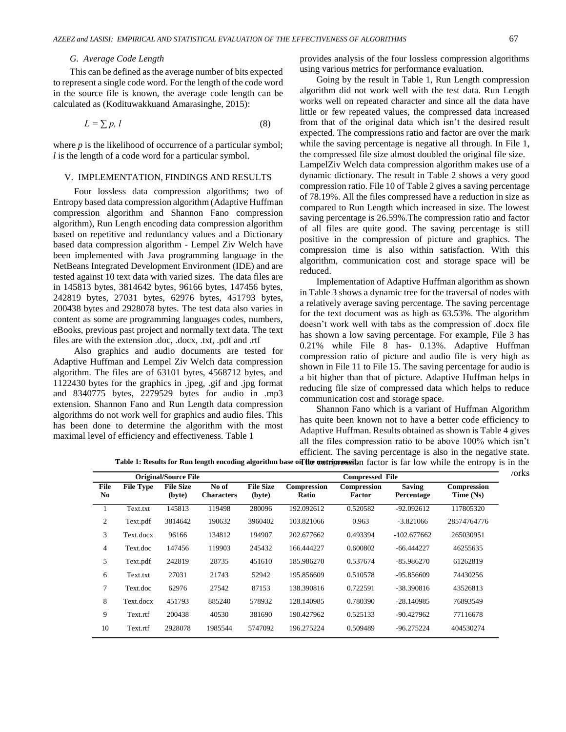### G. Average Code Length

This can be defined as the average number of bits expected to represent a single code word. For the length of the code word in the source file is known, the average code length can be calculated as (Kodituwakkuand Amarasinghe, 2015):

$$L = \sum p, l \quad (8)$$

where $p$ is the likelihood of occurrence of a particular symbol; $l$ is the length of a code word for a particular symbol.

## V. IMPLEMENTATION, FINDINGS AND RESULTS

Four lossless data compression algorithms; two of Entropy based data compression algorithm (Adaptive Huffman compression algorithm and Shannon Fano compression algorithm), Run Length encoding data compression algorithm based on repetitive and redundancy values and a Dictionary based data compression algorithm - Lempel Ziv Welch have been implemented with Java programming language in the NetBeans Integrated Development Environment (IDE) and are tested against 10 text data with varied sizes. The data files are in 145813 bytes, 3814642 bytes, 96166 bytes, 147456 bytes, 242819 bytes, 27031 bytes, 62976 bytes, 451793 bytes, 200438 bytes and 2928078 bytes. The test data also varies in content as some are programming languages codes, numbers, eBooks, previous past project and normally text data. The text files are with the extension .doc, .docx, .txt, .pdf and .rtf

Also graphics and audio documents are tested for Adaptive Huffman and Lempel Ziv Welch data compression algorithm. The files are of 63101 bytes, 4568712 bytes, and 1122430 bytes for the graphics in .jpeg, .gif and .jpg format and 8340775 bytes, 2279529 bytes for audio in .mp3 extension. Shannon Fano and Run Length data compression algorithms do not work well for graphics and audio files. This has been done to determine the algorithm with the most maximal level of efficiency and effectiveness. Table 1 provides analysis of the four lossless compression algorithms using various metrics for performance evaluation.

Going by the result in Table 1, Run Length compression algorithm did not work well with the test data. Run Length works well on repeated character and since all the data have little or few repeated values, the compressed data increased from that of the original data which isn't the desired result expected. The compressions ratio and factor are over the mark while the saving percentage is negative all through. In File 1, the compressed file size almost doubled the original file size.
LampelZiv Welch data compression algorithm makes use of a dynamic dictionary. The result in Table 2 shows a very good compression ratio. File 10 of Table 2 gives a saving percentage of 78.19%. All the files compressed have a reduction in size as compared to Run Length which increased in size. The lowest saving percentage is 26.59%.The compression ratio and factor of all files are quite good. The saving percentage is still positive in the compression of picture and graphics. The compression time is also within satisfaction. With this algorithm, communication cost and storage space will be reduced.

Implementation of Adaptive Huffman algorithm as shown in Table 3 shows a dynamic tree for the traversal of nodes with a relatively average saving percentage. The saving percentage for the text document was as high as 63.53%. The algorithm doesn't work well with tabs as the compression of .docx file has shown a low saving percentage. For example, File 3 has 0.21% while File 8 has- 0.13%. Adaptive Huffman compression ratio of picture and audio file is very high as shown in File 11 to File 15. The saving percentage for audio is a bit higher than that of picture. Adaptive Huffman helps in reducing file size of compressed data which helps to reduce communication cost and storage space.

Shannon Fano which is a variant of Huffman Algorithm has quite been known not to have a better code efficiency to Adaptive Huffman. Results obtained as shown is Table 4 gives all the files compression ratio to be above 100% which isn't efficient. The saving percentage is also in the negative state. The compression factor is far low while the entropy is in the ... works

**Table 1: Results for Run length encoding algorithm base on the metrics used**

| Original/Source File | | | | Compressed File | | | | |
|---|---|---|---|---|---|---|---|---|
| File No | File Type | File Size (byte) | No of Characters | File Size (byte) | Compression Ratio | Compression Factor | Saving Percentage | Compression Time (Ns) |
| 1 | Text.txt | 145813 | 119498 | 280096 | 192.092612 | 0.520582 | -92.092612 | 117805320 |
| 2 | Text.pdf | 3814642 | 190632 | 3960402 | 103.821066 | 0.963 | -3.821066 | 28574764776 |
| 3 | Text.docx | 96166 | 134812 | 194907 | 202.677662 | 0.493394 | -102.677662 | 265030951 |
| 4 | Text.doc | 147456 | 119903 | 245432 | 166.444227 | 0.600802 | -66.444227 | 46255635 |
| 5 | Text.pdf | 242819 | 28735 | 451610 | 185.986270 | 0.537674 | -85.986270 | 61262819 |
| 6 | Text.txt | 27031 | 21743 | 52942 | 195.856609 | 0.510578 | -95.856609 | 74430256 |
| 7 | Text.doc | 62976 | 27542 | 87153 | 138.390816 | 0.722591 | -38.390816 | 43526813 |
| 8 | Text.docx | 451793 | 885240 | 578932 | 128.140985 | 0.780390 | -28.140985 | 76893549 |
| 9 | Text.rtf | 200438 | 40530 | 381690 | 190.427962 | 0.525133 | -90.427962 | 77116678 |
| 10 | Text.rtf | 2928078 | 1985544 | 5747092 | 196.275224 | 0.509489 | -96.275224 | 404530274 |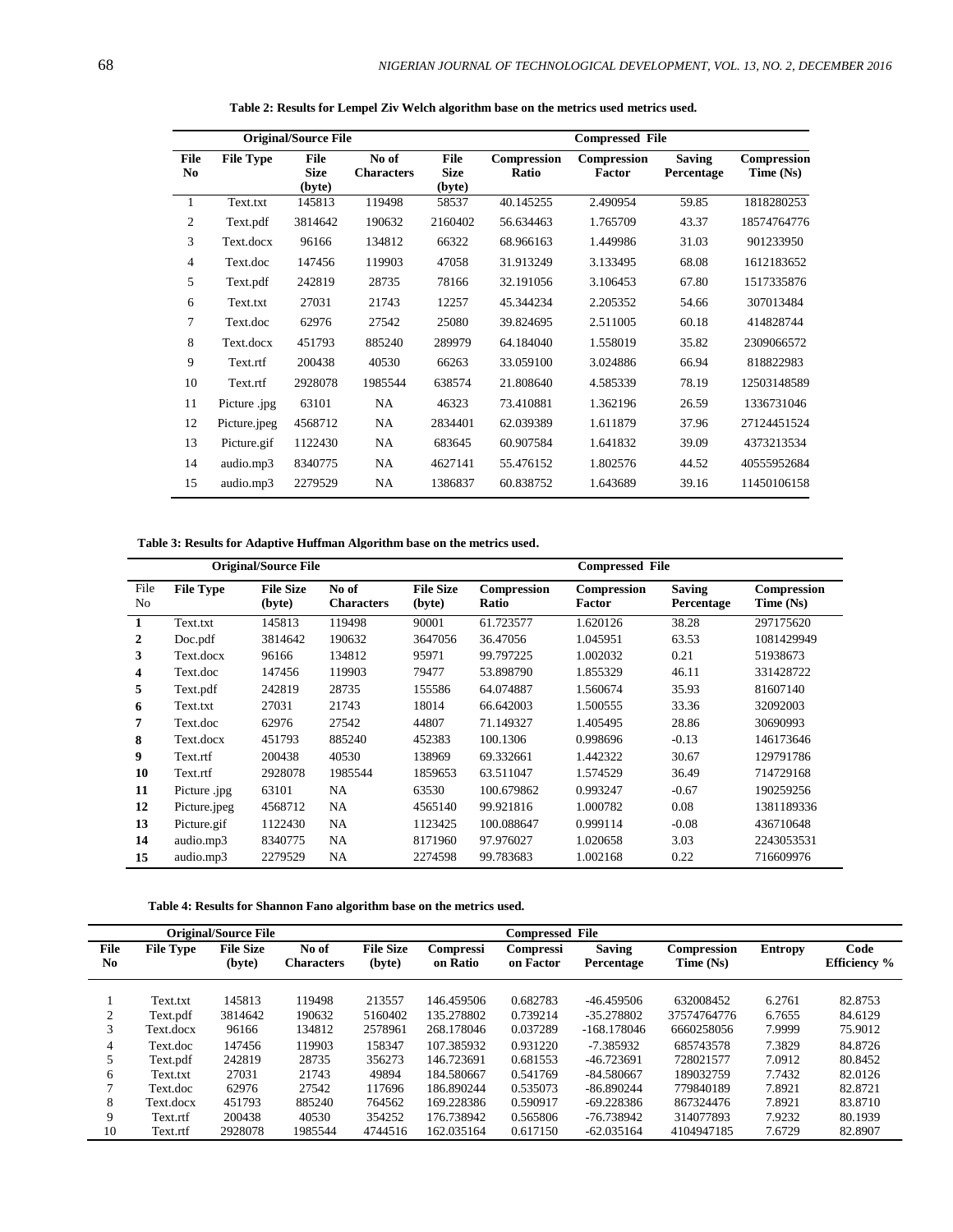**Table 2: Results for Lempel Ziv Welch algorithm base on the metrics used metrics used.**

| Original/Source File | | | | Compressed File | | | | |
|---|---|---|---|---|---|---|---|---|
| File No | File Type | File Size (byte) | No of Characters | File Size (byte) | Compression Ratio | Compression Factor | Saving Percentage | Compression Time (Ns) |
| 1 | Text.txt | 145813 | 119498 | 58537 | 40.145255 | 2.490954 | 59.85 | 1818280253 |
| 2 | Text.pdf | 3814642 | 190632 | 2160402 | 56.634463 | 1.765709 | 43.37 | 18574764776 |
| 3 | Text.docx | 96166 | 134812 | 66322 | 68.966163 | 1.449986 | 31.03 | 901233950 |
| 4 | Text.doc | 147456 | 119903 | 47058 | 31.913249 | 3.133495 | 68.08 | 1612183652 |
| 5 | Text.pdf | 242819 | 28735 | 78166 | 32.191056 | 3.106453 | 67.80 | 1517335876 |
| 6 | Text.txt | 27031 | 21743 | 12257 | 45.344234 | 2.205352 | 54.66 | 307013484 |
| 7 | Text.doc | 62976 | 27542 | 25080 | 39.824695 | 2.511005 | 60.18 | 414828744 |
| 8 | Text.docx | 451793 | 885240 | 289979 | 64.184040 | 1.558019 | 35.82 | 2309066572 |
| 9 | Text.rtf | 200438 | 40530 | 66263 | 33.059100 | 3.024886 | 66.94 | 818822983 |
| 10 | Text.rtf | 2928078 | 1985544 | 638574 | 21.808640 | 4.585339 | 78.19 | 12503148589 |
| 11 | Picture .jpg | 63101 | NA | 46323 | 73.410881 | 1.362196 | 26.59 | 1336731046 |
| 12 | Picture.jpeg | 4568712 | NA | 2834401 | 62.039389 | 1.611879 | 37.96 | 27124451524 |
| 13 | Picture.gif | 1122430 | NA | 683645 | 60.907584 | 1.641832 | 39.09 | 4373213534 |
| 14 | audio.mp3 | 8340775 | NA | 4627141 | 55.476152 | 1.802576 | 44.52 | 40555952684 |
| 15 | audio.mp3 | 2279529 | NA | 1386837 | 60.838752 | 1.643689 | 39.16 | 11450106158 |

**Table 3: Results for Adaptive Huffman Algorithm base on the metrics used.**

| Original/Source File | | | | Compressed File | | | | |
|---|---|---|---|---|---|---|---|---|
| File No | File Type | File Size (byte) | No of Characters | File Size (byte) | Compression Ratio | Compression Factor | Saving Percentage | Compression Time (Ns) |
| **1** | Text.txt | 145813 | 119498 | 90001 | 61.723577 | 1.620126 | 38.28 | 297175620 |
| **2** | Doc.pdf | 3814642 | 190632 | 3647056 | 36.47056 | 1.045951 | 63.53 | 1081429949 |
| **3** | Text.docx | 96166 | 134812 | 95971 | 99.797225 | 1.002032 | 0.21 | 51938673 |
| **4** | Text.doc | 147456 | 119903 | 79477 | 53.898790 | 1.855329 | 46.11 | 331428722 |
| **5** | Text.pdf | 242819 | 28735 | 155586 | 64.074887 | 1.560674 | 35.93 | 81607140 |
| **6** | Text.txt | 27031 | 21743 | 18014 | 66.642003 | 1.500555 | 33.36 | 32092003 |
| **7** | Text.doc | 62976 | 27542 | 44807 | 71.149327 | 1.405495 | 28.86 | 30690993 |
| **8** | Text.docx | 451793 | 885240 | 452383 | 100.1306 | 0.998696 | -0.13 | 146173646 |
| **9** | Text.rtf | 200438 | 40530 | 138969 | 69.332661 | 1.442322 | 30.67 | 129791786 |
| **10** | Text.rtf | 2928078 | 1985544 | 1859653 | 63.511047 | 1.574529 | 36.49 | 714729168 |
| **11** | Picture .jpg | 63101 | NA | 63530 | 100.679862 | 0.993247 | -0.67 | 190259256 |
| **12** | Picture.jpeg | 4568712 | NA | 4565140 | 99.921816 | 1.000782 | 0.08 | 1381189336 |
| **13** | Picture.gif | 1122430 | NA | 1123425 | 100.088647 | 0.999114 | -0.08 | 436710648 |
| **14** | audio.mp3 | 8340775 | NA | 8171960 | 97.976027 | 1.020658 | 3.03 | 2243053531 |
| **15** | audio.mp3 | 2279529 | NA | 2274598 | 99.783683 | 1.002168 | 0.22 | 716609976 |

**Table 4: Results for Shannon Fano algorithm base on the metrics used.**

| Original/Source File | | | | Compressed File | | | | | | |
|---|---|---|---|---|---|---|---|---|---|---|
| File No | File Type | File Size (byte) | No of Characters | File Size (byte) | Compression Ratio | Compression Factor | Saving Percentage | Compression Time (Ns) | Entropy | Code Efficiency % |
| 1 | Text.txt | 145813 | 119498 | 213557 | 146.459506 | 0.682783 | -46.459506 | 632008452 | 6.2761 | 82.8753 |
| 2 | Text.pdf | 3814642 | 190632 | 5160402 | 135.278802 | 0.739214 | -35.278802 | 37574764776 | 6.7655 | 84.6129 |
| 3 | Text.docx | 96166 | 134812 | 2578961 | 268.178046 | 0.037289 | -168.178046 | 6660258056 | 7.9999 | 75.9012 |
| 4 | Text.doc | 147456 | 119903 | 158347 | 107.385932 | 0.931220 | -7.385932 | 685743578 | 7.3829 | 84.8726 |
| 5 | Text.pdf | 242819 | 28735 | 356273 | 146.723691 | 0.681553 | -46.723691 | 728021577 | 7.0912 | 80.8452 |
| 6 | Text.txt | 27031 | 21743 | 49894 | 184.580667 | 0.541769 | -84.580667 | 189032759 | 7.7432 | 82.0126 |
| 7 | Text.doc | 62976 | 27542 | 117696 | 186.890244 | 0.535073 | -86.890244 | 779840189 | 7.8921 | 82.8721 |
| 8 | Text.docx | 451793 | 885240 | 764562 | 169.228386 | 0.590917 | -69.228386 | 867324476 | 7.8921 | 83.8710 |
| 9 | Text.rtf | 200438 | 40530 | 354252 | 176.738942 | 0.565806 | -76.738942 | 314077893 | 7.9232 | 80.1939 |
| 10 | Text.rtf | 2928078 | 1985544 | 4744516 | 162.035164 | 0.617150 | -62.035164 | 4104947185 | 7.6729 | 82.8907 |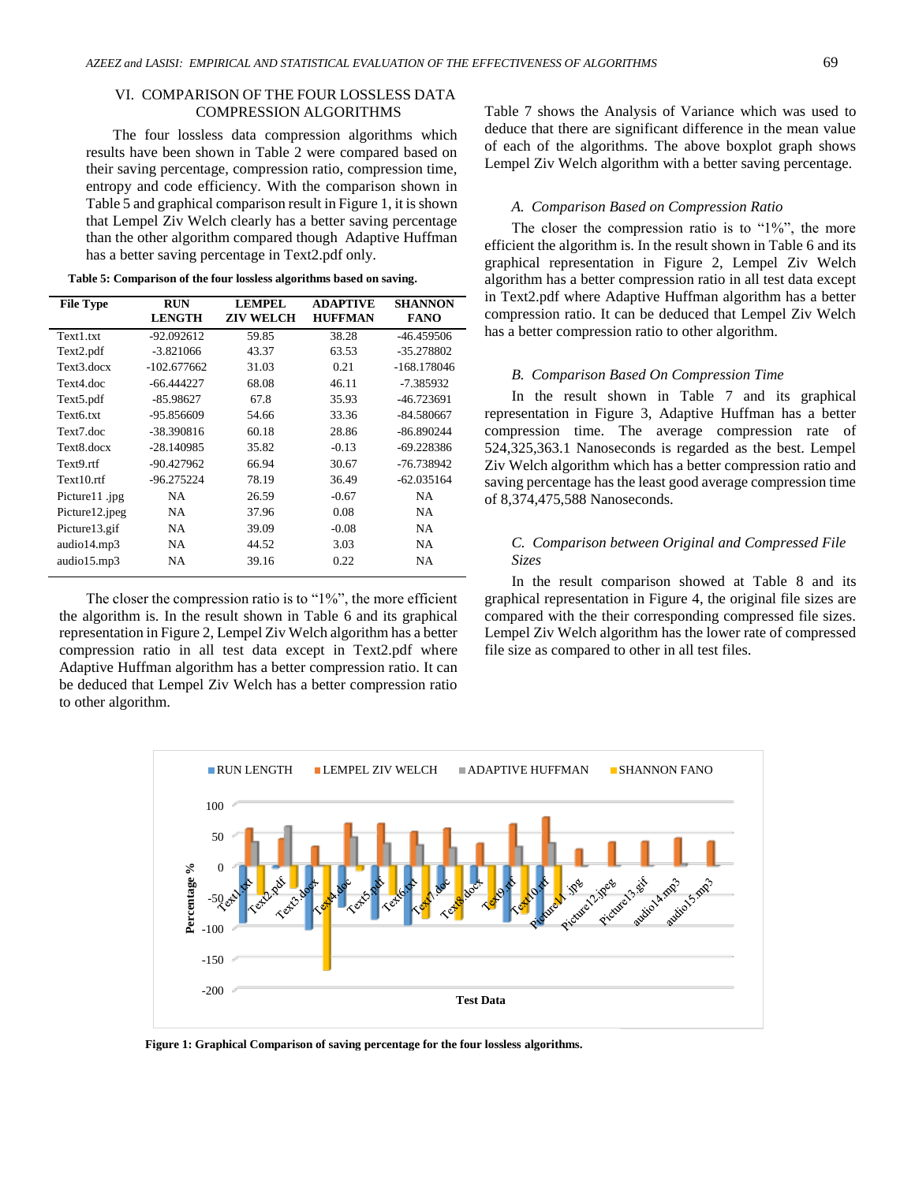## VI. COMPARISON OF THE FOUR LOSSLESS DATA COMPRESSION ALGORITHMS

The four lossless data compression algorithms which results have been shown in Table 2 were compared based on their saving percentage, compression ratio, compression time, entropy and code efficiency. With the comparison shown in Table 5 and graphical comparison result in Figure 1, it is shown that Lempel Ziv Welch clearly has a better saving percentage than the other algorithm compared though Adaptive Huffman has a better saving percentage in Text2.pdf only.

**Table 5: Comparison of the four lossless algorithms based on saving.**

| File Type | RUN LENGTH | LEMPEL ZIV WELCH | ADAPTIVE HUFFMAN | SHANNON FANO |
|---|---|---|---|---|
| Text1.txt | -92.092612 | 59.85 | 38.28 | -46.459506 |
| Text2.pdf | -3.821066 | 43.37 | 63.53 | -35.278802 |
| Text3.docx | -102.677662 | 31.03 | 0.21 | -168.178046 |
| Text4.doc | -66.444227 | 68.08 | 46.11 | -7.385932 |
| Text5.pdf | -85.98627 | 67.8 | 35.93 | -46.723691 |
| Text6.txt | -95.856609 | 54.66 | 33.36 | -84.580667 |
| Text7.doc | -38.390816 | 60.18 | 28.86 | -86.890244 |
| Text8.docx | -28.140985 | 35.82 | -0.13 | -69.228386 |
| Text9.rtf | -90.427962 | 66.94 | 30.67 | -76.738942 |
| Text10.rtf | -96.275224 | 78.19 | 36.49 | -62.035164 |
| Picture11 .jpg | NA | 26.59 | -0.67 | NA |
| Picture12.jpeg | NA | 37.96 | 0.08 | NA |
| Picture13.gif | NA | 39.09 | -0.08 | NA |
| audio14.mp3 | NA | 44.52 | 3.03 | NA |
| audio15.mp3 | NA | 39.16 | 0.22 | NA |

The closer the compression ratio is to "1%", the more efficient the algorithm is. In the result shown in Table 6 and its graphical representation in Figure 2, Lempel Ziv Welch algorithm has a better compression ratio in all test data except in Text2.pdf where Adaptive Huffman algorithm has a better compression ratio. It can be deduced that Lempel Ziv Welch has a better compression ratio to other algorithm.

Table 7 shows the Analysis of Variance which was used to deduce that there are significant difference in the mean value of each of the algorithms. The above boxplot graph shows Lempel Ziv Welch algorithm with a better saving percentage.

### *A. Comparison Based on Compression Ratio*

The closer the compression ratio is to "1%", the more efficient the algorithm is. In the result shown in Table 6 and its graphical representation in Figure 2, Lempel Ziv Welch algorithm has a better compression ratio in all test data except in Text2.pdf where Adaptive Huffman algorithm has a better compression ratio. It can be deduced that Lempel Ziv Welch has a better compression ratio to other algorithm.

### *B. Comparison Based On Compression Time*

In the result shown in Table 7 and its graphical representation in Figure 3, Adaptive Huffman has a better compression time. The average compression rate of 524,325,363.1 Nanoseconds is regarded as the best. Lempel Ziv Welch algorithm which has a better compression ratio and saving percentage has the least good average compression time of 8,374,475,588 Nanoseconds.

### *C. Comparison between Original and Compressed File Sizes*

In the result comparison showed at Table 8 and its graphical representation in Figure 4, the original file sizes are compared with the their corresponding compressed file sizes. Lempel Ziv Welch algorithm has the lower rate of compressed file size as compared to other in all test files.

**Figure 1: Graphical Comparison of saving percentage for the four lossless algorithms.**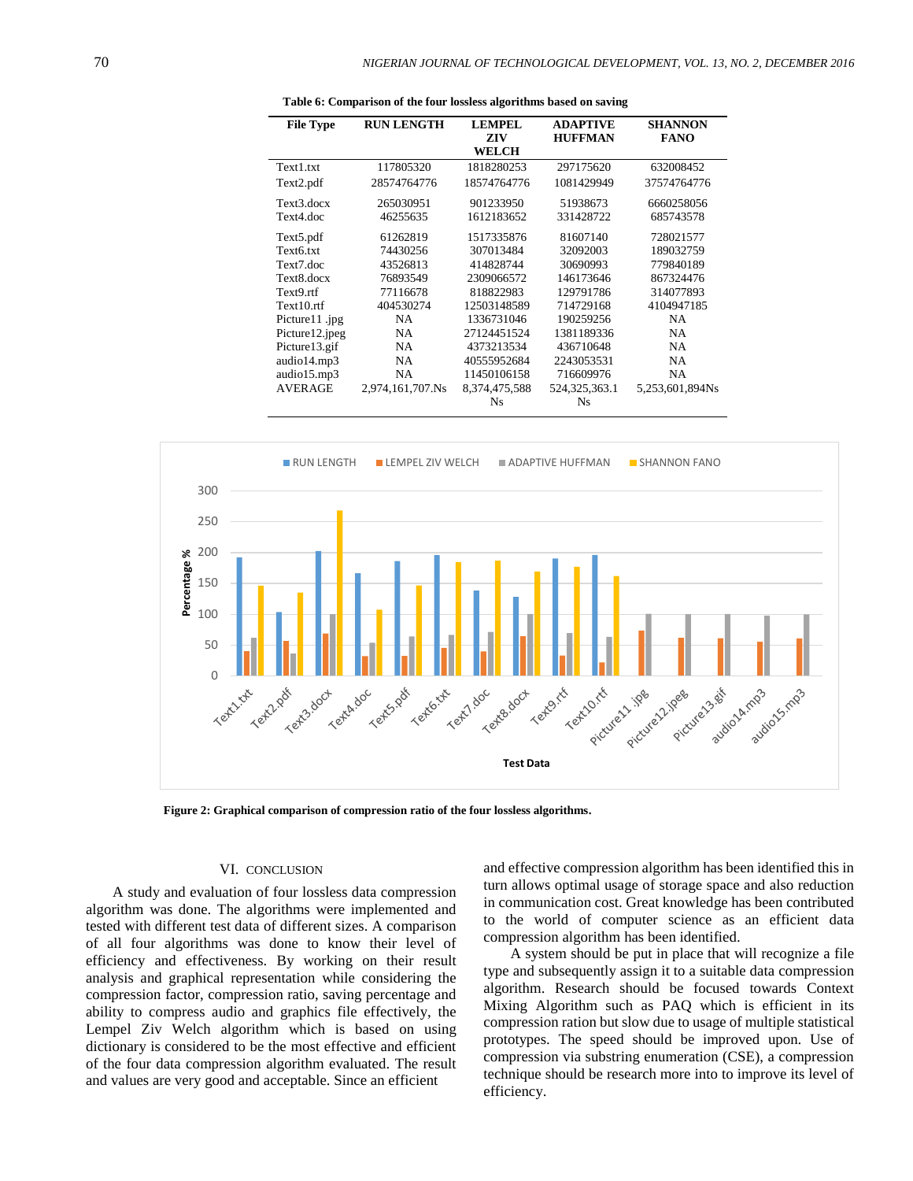**Table 6: Comparison of the four lossless algorithms based on saving**

| File Type | RUN LENGTH | LEMPEL ZIV WELCH | ADAPTIVE HUFFMAN | SHANNON FANO |
|---|---|---|---|---|
| Text1.txt | 117805320 | 1818280253 | 297175620 | 632008452 |
| Text2.pdf | 28574764776 | 18574764776 | 1081429949 | 37574764776 |
| Text3.docx | 265030951 | 901233950 | 51938673 | 6660258056 |
| Text4.doc | 46255635 | 1612183652 | 331428722 | 685743578 |
| Text5.pdf | 61262819 | 1517335876 | 81607140 | 728021577 |
| Text6.txt | 74430256 | 307013484 | 32092003 | 189032759 |
| Text7.doc | 43526813 | 414828744 | 30690993 | 779840189 |
| Text8.docx | 76893549 | 2309066572 | 146173646 | 867324476 |
| Text9.rtf | 77116678 | 818822983 | 129791786 | 314077893 |
| Text10.rtf | 404530274 | 12503148589 | 714729168 | 4104947185 |
| Picture11 .jpg | NA | 1336731046 | 190259256 | NA |
| Picture12.jpeg | NA | 27124451524 | 1381189336 | NA |
| Picture13.gif | NA | 4373213534 | 436710648 | NA |
| audio14.mp3 | NA | 40555952684 | 2243053531 | NA |
| audio15.mp3 | NA | 11450106158 | 716609976 | NA |
| AVERAGE | 2,974,161,707.Ns | 8,374,475,588 Ns | 524,325,363.1 Ns | 5,253,601,894Ns |

**Figure 2: Graphical comparison of compression ratio of the four lossless algorithms.**

## VI. CONCLUSION

A study and evaluation of four lossless data compression algorithm was done. The algorithms were implemented and tested with different test data of different sizes. A comparison of all four algorithms was done to know their level of efficiency and effectiveness. By working on their result analysis and graphical representation while considering the compression factor, compression ratio, saving percentage and ability to compress audio and graphics file effectively, the Lempel Ziv Welch algorithm which is based on using dictionary is considered to be the most effective and efficient of the four data compression algorithm evaluated. The result and values are very good and acceptable. Since an efficient and effective compression algorithm has been identified this in turn allows optimal usage of storage space and also reduction in communication cost. Great knowledge has been contributed to the world of computer science as an efficient data compression algorithm has been identified.

A system should be put in place that will recognize a file type and subsequently assign it to a suitable data compression algorithm. Research should be focused towards Context Mixing Algorithm such as PAQ which is efficient in its compression ration but slow due to usage of multiple statistical prototypes. The speed should be improved upon. Use of compression via substring enumeration (CSE), a compression technique should be research more into to improve its level of efficiency.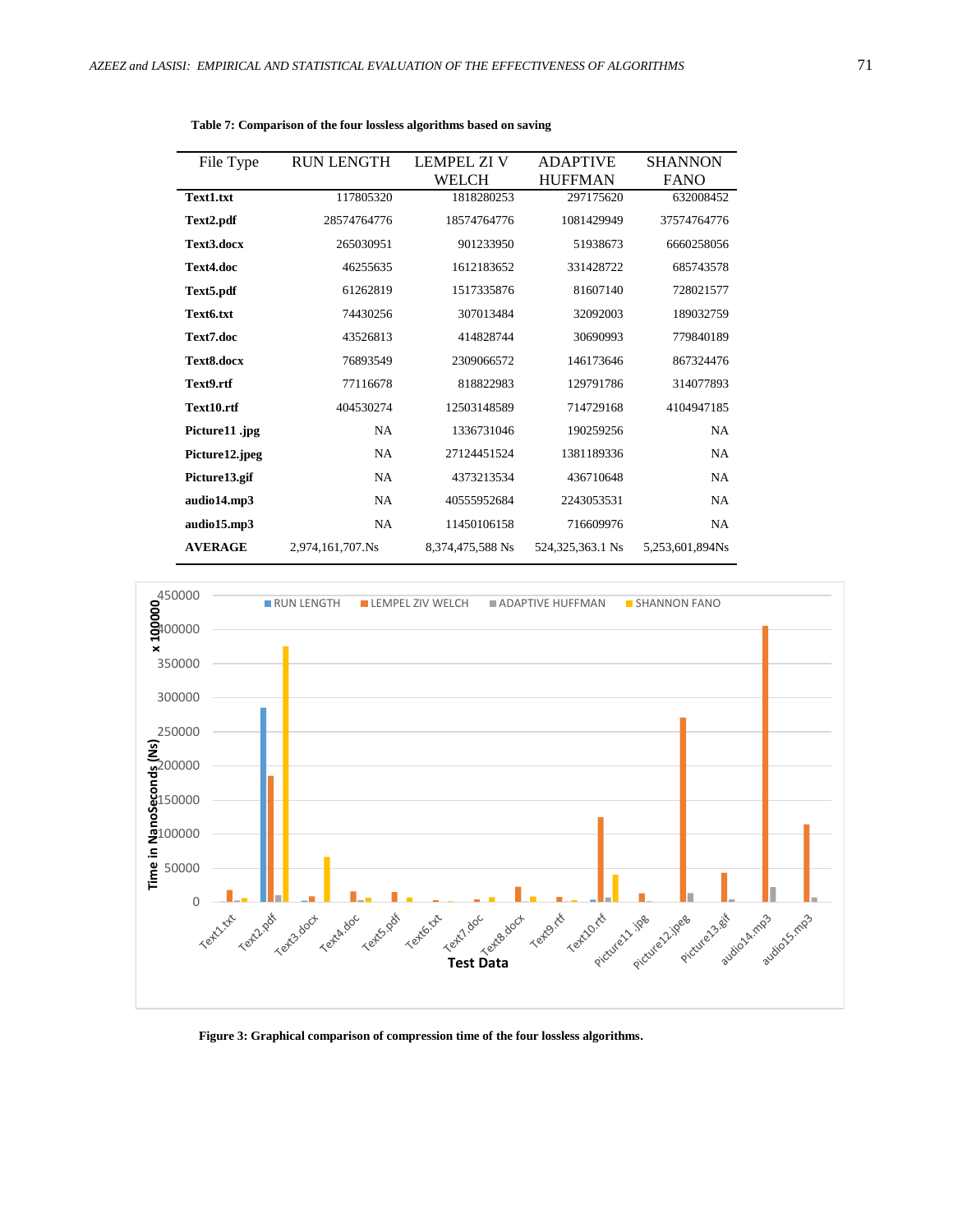**Table 7: Comparison of the four lossless algorithms based on saving**

| File Type | RUN LENGTH | LEMPEL ZI V WELCH | ADAPTIVE HUFFMAN | SHANNON FANO |
|---|---|---|---|---|
| **Text1.txt** | 117805320 | 1818280253 | 297175620 | 632008452 |
| **Text2.pdf** | 28574764776 | 18574764776 | 1081429949 | 37574764776 |
| **Text3.docx** | 265030951 | 901233950 | 51938673 | 6660258056 |
| **Text4.doc** | 46255635 | 1612183652 | 331428722 | 685743578 |
| **Text5.pdf** | 61262819 | 1517335876 | 81607140 | 728021577 |
| **Text6.txt** | 74430256 | 307013484 | 32092003 | 189032759 |
| **Text7.doc** | 43526813 | 414828744 | 30690993 | 779840189 |
| **Text8.docx** | 76893549 | 2309066572 | 146173646 | 867324476 |
| **Text9.rtf** | 77116678 | 818822983 | 129791786 | 314077893 |
| **Text10.rtf** | 404530274 | 12503148589 | 714729168 | 4104947185 |
| **Picture11 .jpg** | NA | 1336731046 | 190259256 | NA |
| **Picture12.jpeg** | NA | 27124451524 | 1381189336 | NA |
| **Picture13.gif** | NA | 4373213534 | 436710648 | NA |
| **audio14.mp3** | NA | 40555952684 | 2243053531 | NA |
| **audio15.mp3** | NA | 11450106158 | 716609976 | NA |
| **AVERAGE** | 2,974,161,707.Ns | 8,374,475,588 Ns | 524,325,363.1 Ns | 5,253,601,894Ns |

**Figure 3: Graphical comparison of compression time of the four lossless algorithms.**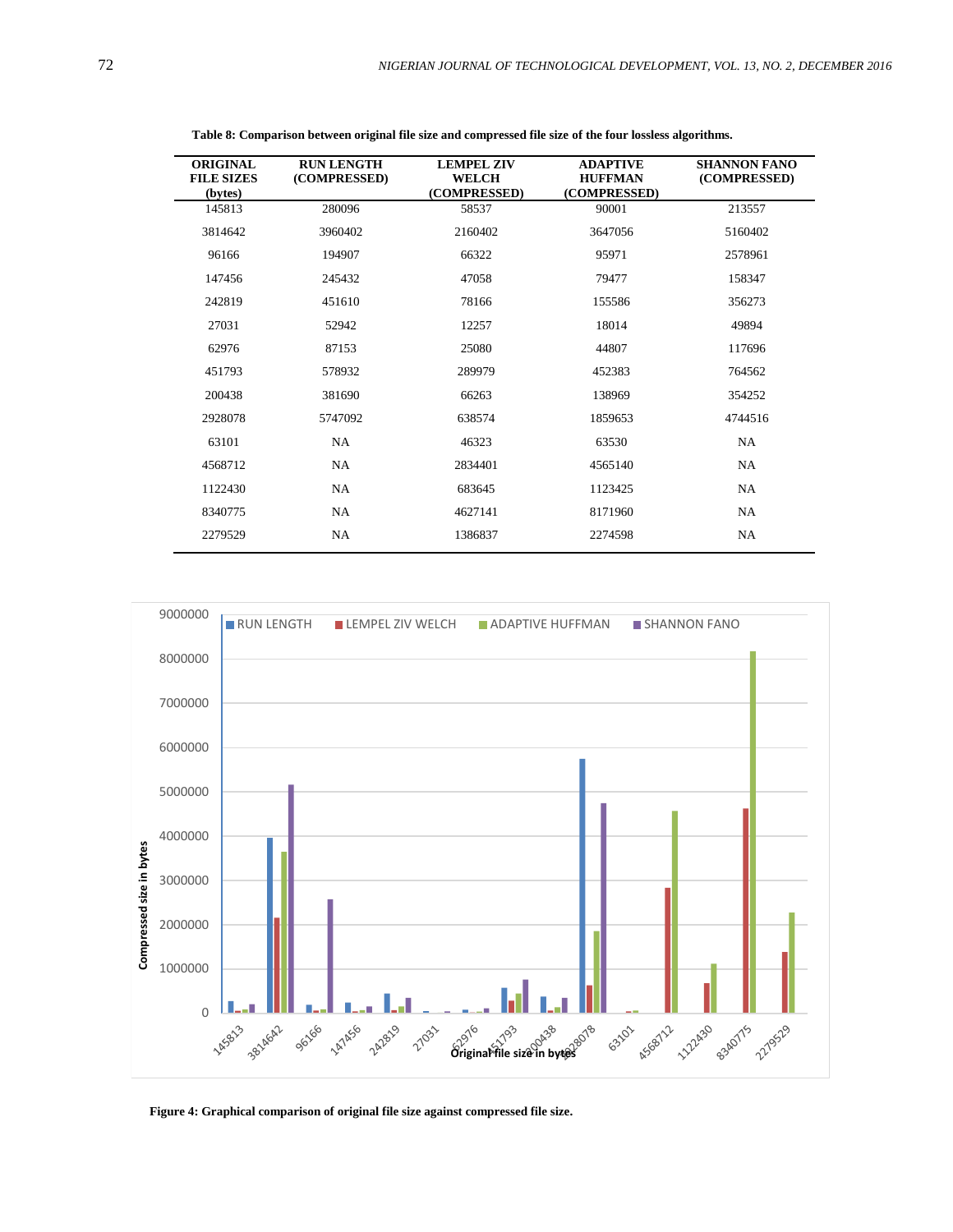**Table 8: Comparison between original file size and compressed file size of the four lossless algorithms.**

| ORIGINAL FILE SIZES (bytes) | RUN LENGTH (COMPRESSED) | LEMPEL ZIV WELCH (COMPRESSED) | ADAPTIVE HUFFMAN (COMPRESSED) | SHANNON FANO (COMPRESSED) |
|---|---|---|---|---|
| 145813 | 280096 | 58537 | 90001 | 213557 |
| 3814642 | 3960402 | 2160402 | 3647056 | 5160402 |
| 96166 | 194907 | 66322 | 95971 | 2578961 |
| 147456 | 245432 | 47058 | 79477 | 158347 |
| 242819 | 451610 | 78166 | 155586 | 356273 |
| 27031 | 52942 | 12257 | 18014 | 49894 |
| 62976 | 87153 | 25080 | 44807 | 117696 |
| 451793 | 578932 | 289979 | 452383 | 764562 |
| 200438 | 381690 | 66263 | 138969 | 354252 |
| 2928078 | 5747092 | 638574 | 1859653 | 4744516 |
| 63101 | NA | 46323 | 63530 | NA |
| 4568712 | NA | 2834401 | 4565140 | NA |
| 1122430 | NA | 683645 | 1123425 | NA |
| 8340775 | NA | 4627141 | 8171960 | NA |
| 2279529 | NA | 1386837 | 2274598 | NA |

**Figure 4: Graphical comparison of original file size against compressed file size.**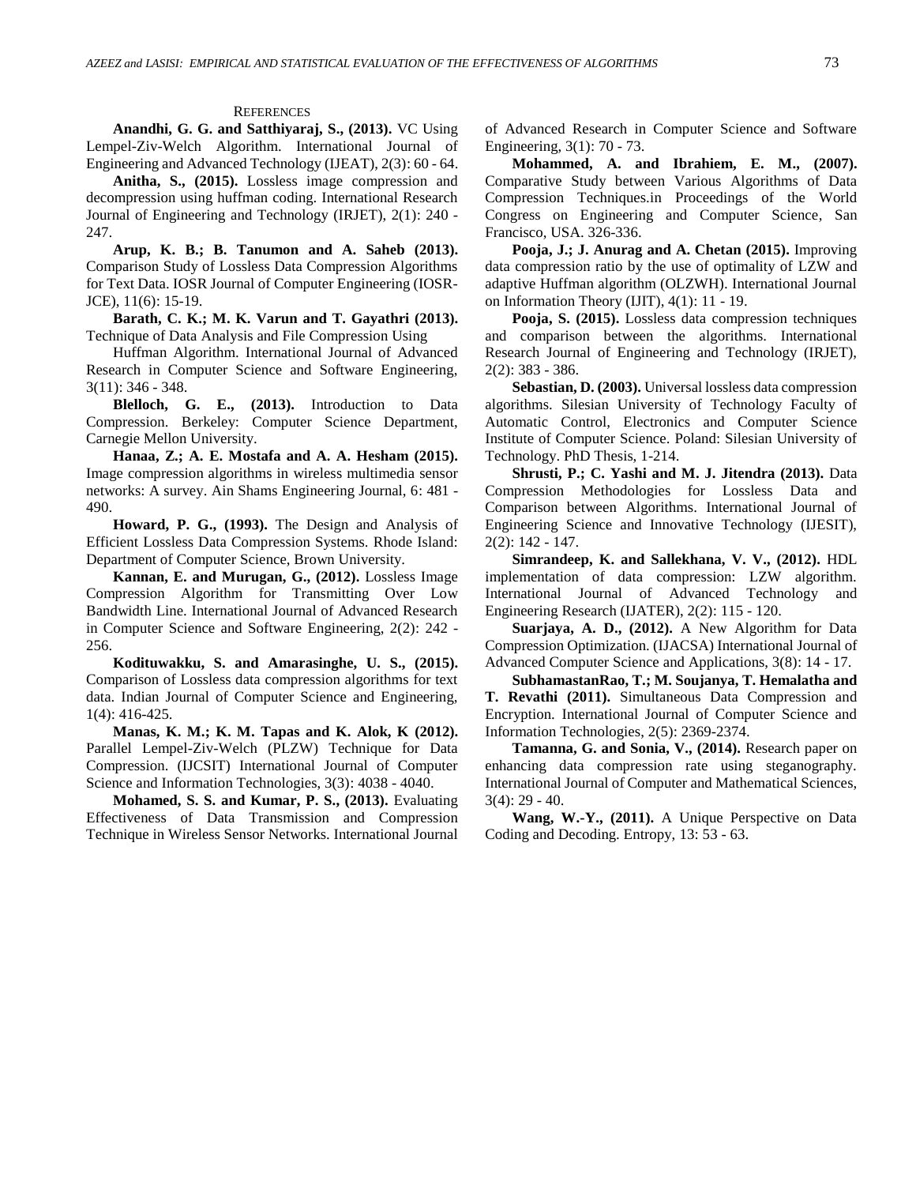## References

**Anandhi, G. G. and Satthiyaraj, S., (2013).** VC Using Lempel-Ziv-Welch Algorithm. International Journal of Engineering and Advanced Technology (IJEAT), 2(3): 60 - 64.

**Anitha, S., (2015).** Lossless image compression and decompression using huffman coding. International Research Journal of Engineering and Technology (IRJET), 2(1): 240 - 247.

**Arup, K. B.; B. Tanumon and A. Saheb (2013).** Comparison Study of Lossless Data Compression Algorithms for Text Data. IOSR Journal of Computer Engineering (IOSR-JCE), 11(6): 15-19.

**Barath, C. K.; M. K. Varun and T. Gayathri (2013).** Technique of Data Analysis and File Compression Using

Huffman Algorithm. International Journal of Advanced Research in Computer Science and Software Engineering, 3(11): 346 - 348.

**Blelloch, G. E., (2013).** Introduction to Data Compression. Berkeley: Computer Science Department, Carnegie Mellon University.

**Hanaa, Z.; A. E. Mostafa and A. A. Hesham (2015).** Image compression algorithms in wireless multimedia sensor networks: A survey. Ain Shams Engineering Journal, 6: 481 - 490.

**Howard, P. G., (1993).** The Design and Analysis of Efficient Lossless Data Compression Systems. Rhode Island: Department of Computer Science, Brown University.

**Kannan, E. and Murugan, G., (2012).** Lossless Image Compression Algorithm for Transmitting Over Low Bandwidth Line. International Journal of Advanced Research in Computer Science and Software Engineering, 2(2): 242 - 256.

**Kodituwakku, S. and Amarasinghe, U. S., (2015).** Comparison of Lossless data compression algorithms for text data. Indian Journal of Computer Science and Engineering, 1(4): 416-425.

**Manas, K. M.; K. M. Tapas and K. Alok, K (2012).** Parallel Lempel-Ziv-Welch (PLZW) Technique for Data Compression. (IJCSIT) International Journal of Computer Science and Information Technologies, 3(3): 4038 - 4040.

**Mohamed, S. S. and Kumar, P. S., (2013).** Evaluating Effectiveness of Data Transmission and Compression Technique in Wireless Sensor Networks. International Journal of Advanced Research in Computer Science and Software Engineering, 3(1): 70 - 73.

**Mohammed, A. and Ibrahiem, E. M., (2007).** Comparative Study between Various Algorithms of Data Compression Techniques.in Proceedings of the World Congress on Engineering and Computer Science, San Francisco, USA. 326-336.

**Pooja, J.; J. Anurag and A. Chetan (2015).** Improving data compression ratio by the use of optimality of LZW and adaptive Huffman algorithm (OLZWH). International Journal on Information Theory (IJIT), 4(1): 11 - 19.

**Pooja, S. (2015).** Lossless data compression techniques and comparison between the algorithms. International Research Journal of Engineering and Technology (IRJET), 2(2): 383 - 386.

**Sebastian, D. (2003).** Universal lossless data compression algorithms. Silesian University of Technology Faculty of Automatic Control, Electronics and Computer Science Institute of Computer Science. Poland: Silesian University of Technology. PhD Thesis, 1-214.

**Shrusti, P.; C. Yashi and M. J. Jitendra (2013).** Data Compression Methodologies for Lossless Data and Comparison between Algorithms. International Journal of Engineering Science and Innovative Technology (IJESIT), 2(2): 142 - 147.

**Simrandeep, K. and Sallekhana, V. V., (2012).** HDL implementation of data compression: LZW algorithm. International Journal of Advanced Technology and Engineering Research (IJATER), 2(2): 115 - 120.

**Suarjaya, A. D., (2012).** A New Algorithm for Data Compression Optimization. (IJACSA) International Journal of Advanced Computer Science and Applications, 3(8): 14 - 17.

**SubhamastanRao, T.; M. Soujanya, T. Hemalatha and T. Revathi (2011).** Simultaneous Data Compression and Encryption. International Journal of Computer Science and Information Technologies, 2(5): 2369-2374.

**Tamanna, G. and Sonia, V., (2014).** Research paper on enhancing data compression rate using steganography. International Journal of Computer and Mathematical Sciences, 3(4): 29 - 40.

**Wang, W.-Y., (2011).** A Unique Perspective on Data Coding and Decoding. Entropy, 13: 53 - 63.